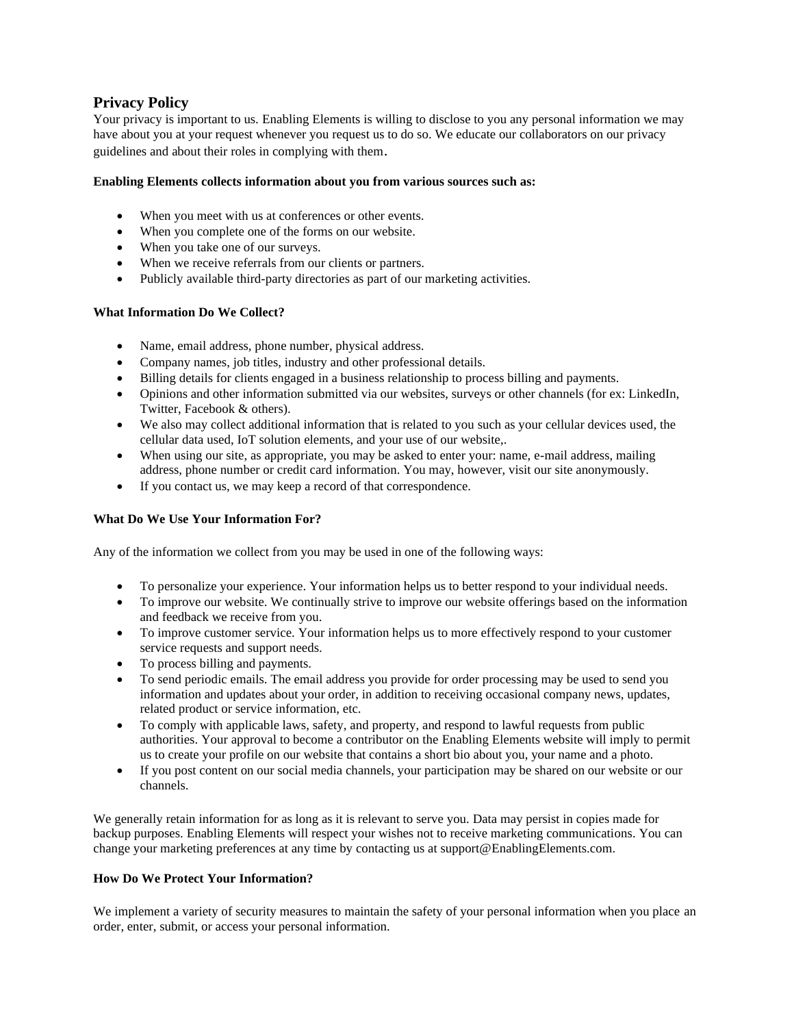## Privacy Policy

Your privacy is important to us. Enabling Elements is willing to disclose to you any personal information we may have about you at your request whenever you request us to do so. We educate our collaborators on our privacy guidelines and about their roles in complying with them.

**Enabling Elements collects information about you from various sources such as:**

- When you meet with us at conferences or other events.
- When you complete one of the forms on our website.
- When you take one of our surveys.
- When we receive referrals from our clients or partners.
- Publicly available third-party directories as part of our marketing activities.

**What Information Do We Collect?**

- Name, email address, phone number, physical address.
- Company names, job titles, industry and other professional details.
- Billing details for clients engaged in a business relationship to process billing and payments.
- Opinions and other information submitted via our websites, surveys or other channels (for ex: LinkedIn, Twitter, Facebook & others).
- We also may collect additional information that is related to you such as your cellular devices used, the cellular data used, IoT solution elements, and your use of our website,.
- When using our site, as appropriate, you may be asked to enter your: name, e-mail address, mailing address, phone number or credit card information. You may, however, visit our site anonymously.
- If you contact us, we may keep a record of that correspondence.

**What Do We Use Your Information For?**

Any of the information we collect from you may be used in one of the following ways:

- To personalize your experience. Your information helps us to better respond to your individual needs.
- To improve our website. We continually strive to improve our website offerings based on the information and feedback we receive from you.
- To improve customer service. Your information helps us to more effectively respond to your customer service requests and support needs.
- To process billing and payments.
- To send periodic emails. The email address you provide for order processing may be used to send you information and updates about your order, in addition to receiving occasional company news, updates, related product or service information, etc.
- To comply with applicable laws, safety, and property, and respond to lawful requests from public authorities. Your approval to become a contributor on the Enabling Elements website will imply to permit us to create your profile on our website that contains a short bio about you, your name and a photo.
- If you post content on our social media channels, your participation may be shared on our website or our channels.

We generally retain information for as long as it is relevant to serve you. Data may persist in copies made for backup purposes. Enabling Elements will respect your wishes not to receive marketing communications. You can change your marketing preferences at any time by contacting us at support@EnablingElements.com.

**How Do We Protect Your Information?**

We implement a variety of security measures to maintain the safety of your personal information when you place an order, enter, submit, or access your personal information.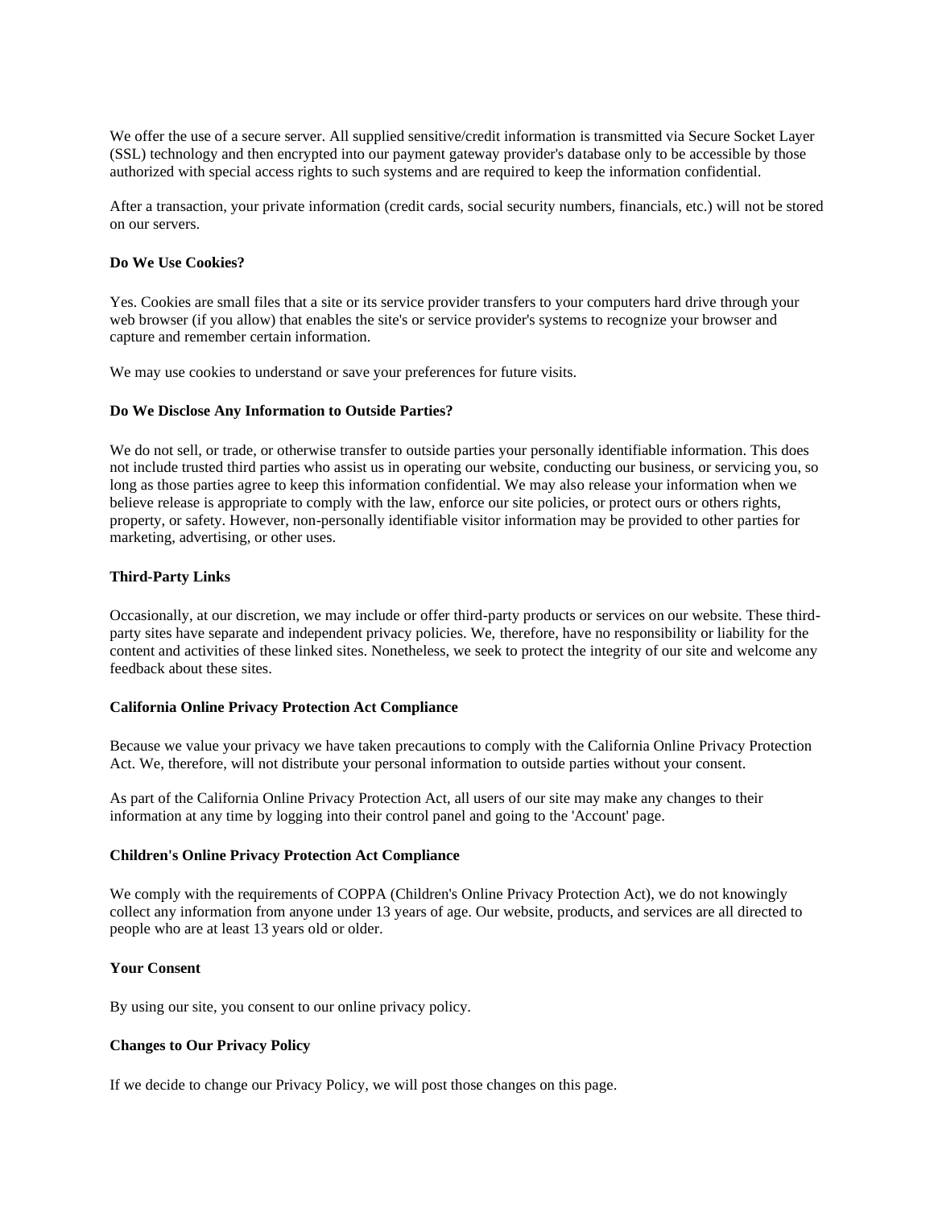We offer the use of a secure server. All supplied sensitive/credit information is transmitted via Secure Socket Layer (SSL) technology and then encrypted into our payment gateway provider's database only to be accessible by those authorized with special access rights to such systems and are required to keep the information confidential.

After a transaction, your private information (credit cards, social security numbers, financials, etc.) will not be stored on our servers.

**Do We Use Cookies?**

Yes. Cookies are small files that a site or its service provider transfers to your computers hard drive through your web browser (if you allow) that enables the site's or service provider's systems to recognize your browser and capture and remember certain information.

We may use cookies to understand or save your preferences for future visits.

**Do We Disclose Any Information to Outside Parties?**

We do not sell, or trade, or otherwise transfer to outside parties your personally identifiable information. This does not include trusted third parties who assist us in operating our website, conducting our business, or servicing you, so long as those parties agree to keep this information confidential. We may also release your information when we believe release is appropriate to comply with the law, enforce our site policies, or protect ours or others rights, property, or safety. However, non-personally identifiable visitor information may be provided to other parties for marketing, advertising, or other uses.

**Third-Party Links**

Occasionally, at our discretion, we may include or offer third-party products or services on our website. These third-party sites have separate and independent privacy policies. We, therefore, have no responsibility or liability for the content and activities of these linked sites. Nonetheless, we seek to protect the integrity of our site and welcome any feedback about these sites.

**California Online Privacy Protection Act Compliance**

Because we value your privacy we have taken precautions to comply with the California Online Privacy Protection Act. We, therefore, will not distribute your personal information to outside parties without your consent.

As part of the California Online Privacy Protection Act, all users of our site may make any changes to their information at any time by logging into their control panel and going to the 'Account' page.

**Children's Online Privacy Protection Act Compliance**

We comply with the requirements of COPPA (Children's Online Privacy Protection Act), we do not knowingly collect any information from anyone under 13 years of age. Our website, products, and services are all directed to people who are at least 13 years old or older.

**Your Consent**

By using our site, you consent to our online privacy policy.

**Changes to Our Privacy Policy**

If we decide to change our Privacy Policy, we will post those changes on this page.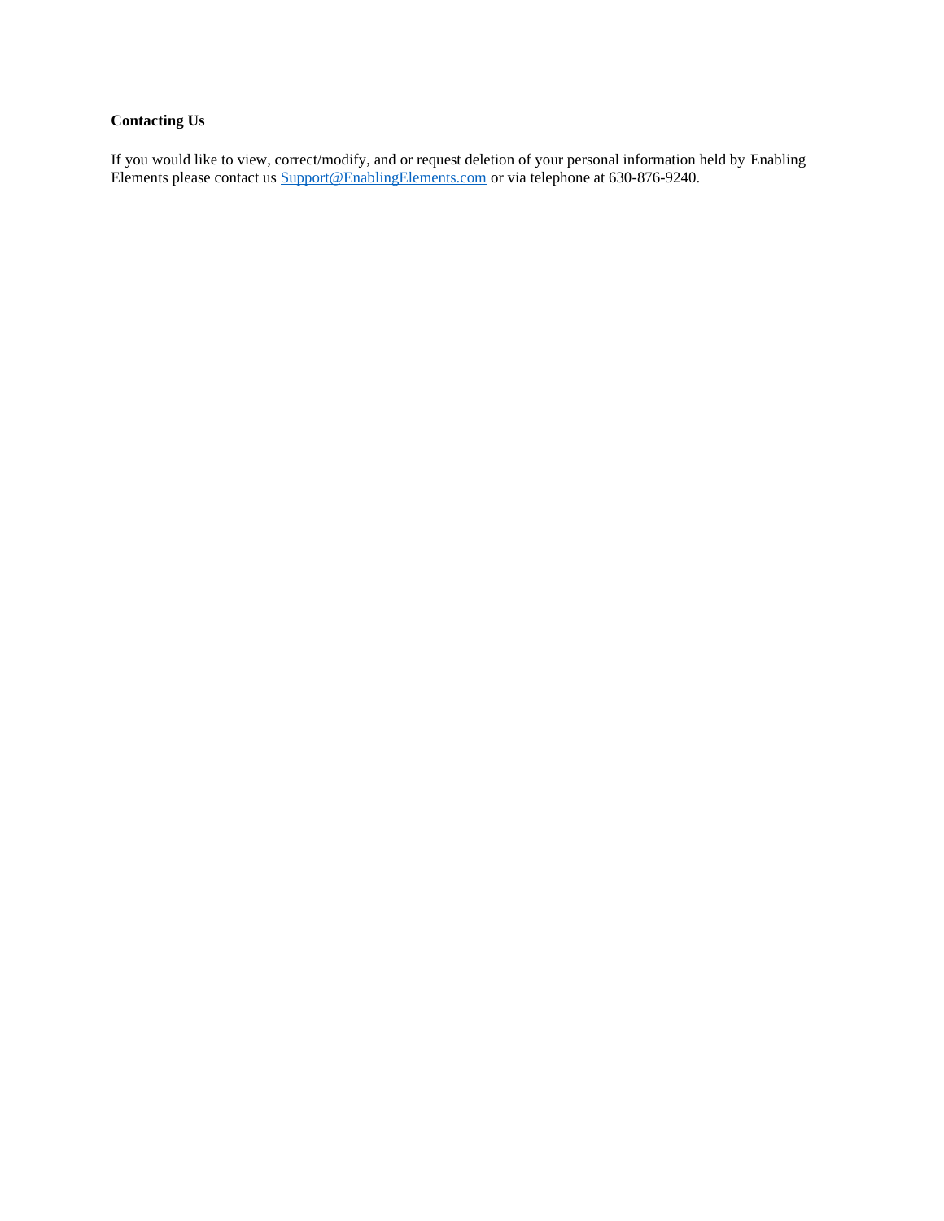**Contacting Us**

If you would like to view, correct/modify, and or request deletion of your personal information held by Enabling Elements please contact us Support@EnablingElements.com or via telephone at 630-876-9240.